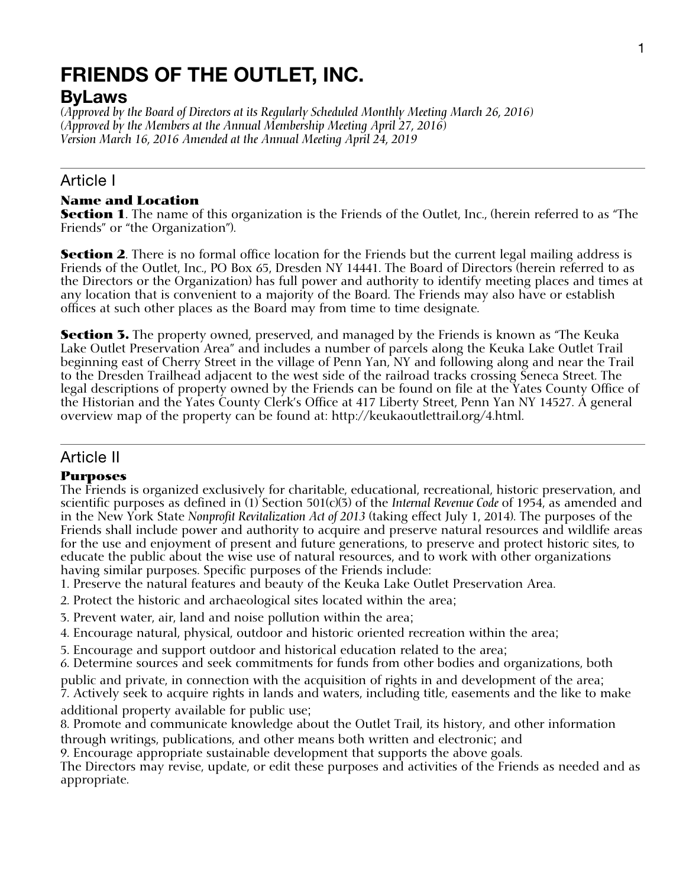# FRIENDS OF THE OUTLET, INC.

## ByLaws

*(Approved by the Board of Directors at its Regularly Scheduled Monthly Meeting March 26, 2016)*
*(Approved by the Members at the Annual Membership Meeting April 27, 2016)*
*Version March 16, 2016 Amended at the Annual Meeting April 24, 2019*

---

## Article I

### Name and Location

**Section 1**. The name of this organization is the Friends of the Outlet, Inc., (herein referred to as "The Friends" or "the Organization").

**Section 2**. There is no formal office location for the Friends but the current legal mailing address is Friends of the Outlet, Inc., PO Box 65, Dresden NY 14441. The Board of Directors (herein referred to as the Directors or the Organization) has full power and authority to identify meeting places and times at any location that is convenient to a majority of the Board. The Friends may also have or establish offices at such other places as the Board may from time to time designate.

**Section 3.** The property owned, preserved, and managed by the Friends is known as "The Keuka Lake Outlet Preservation Area" and includes a number of parcels along the Keuka Lake Outlet Trail beginning east of Cherry Street in the village of Penn Yan, NY and following along and near the Trail to the Dresden Trailhead adjacent to the west side of the railroad tracks crossing Seneca Street. The legal descriptions of property owned by the Friends can be found on file at the Yates County Office of the Historian and the Yates County Clerk's Office at 417 Liberty Street, Penn Yan NY 14527. A general overview map of the property can be found at: http://keukaoutlettrail.org/4.html.

---

## Article II

### Purposes

The Friends is organized exclusively for charitable, educational, recreational, historic preservation, and scientific purposes as defined in (1) Section 501(c)(3) of the *Internal Revenue Code* of 1954, as amended and in the New York State *Nonprofit Revitalization Act of 2013* (taking effect July 1, 2014). The purposes of the Friends shall include power and authority to acquire and preserve natural resources and wildlife areas for the use and enjoyment of present and future generations, to preserve and protect historic sites, to educate the public about the wise use of natural resources, and to work with other organizations having similar purposes. Specific purposes of the Friends include:

1. Preserve the natural features and beauty of the Keuka Lake Outlet Preservation Area.
2. Protect the historic and archaeological sites located within the area;
3. Prevent water, air, land and noise pollution within the area;
4. Encourage natural, physical, outdoor and historic oriented recreation within the area;
5. Encourage and support outdoor and historical education related to the area;
6. Determine sources and seek commitments for funds from other bodies and organizations, both public and private, in connection with the acquisition of rights in and development of the area;
7. Actively seek to acquire rights in lands and waters, including title, easements and the like to make additional property available for public use;
8. Promote and communicate knowledge about the Outlet Trail, its history, and other information through writings, publications, and other means both written and electronic; and
9. Encourage appropriate sustainable development that supports the above goals.

The Directors may revise, update, or edit these purposes and activities of the Friends as needed and as appropriate.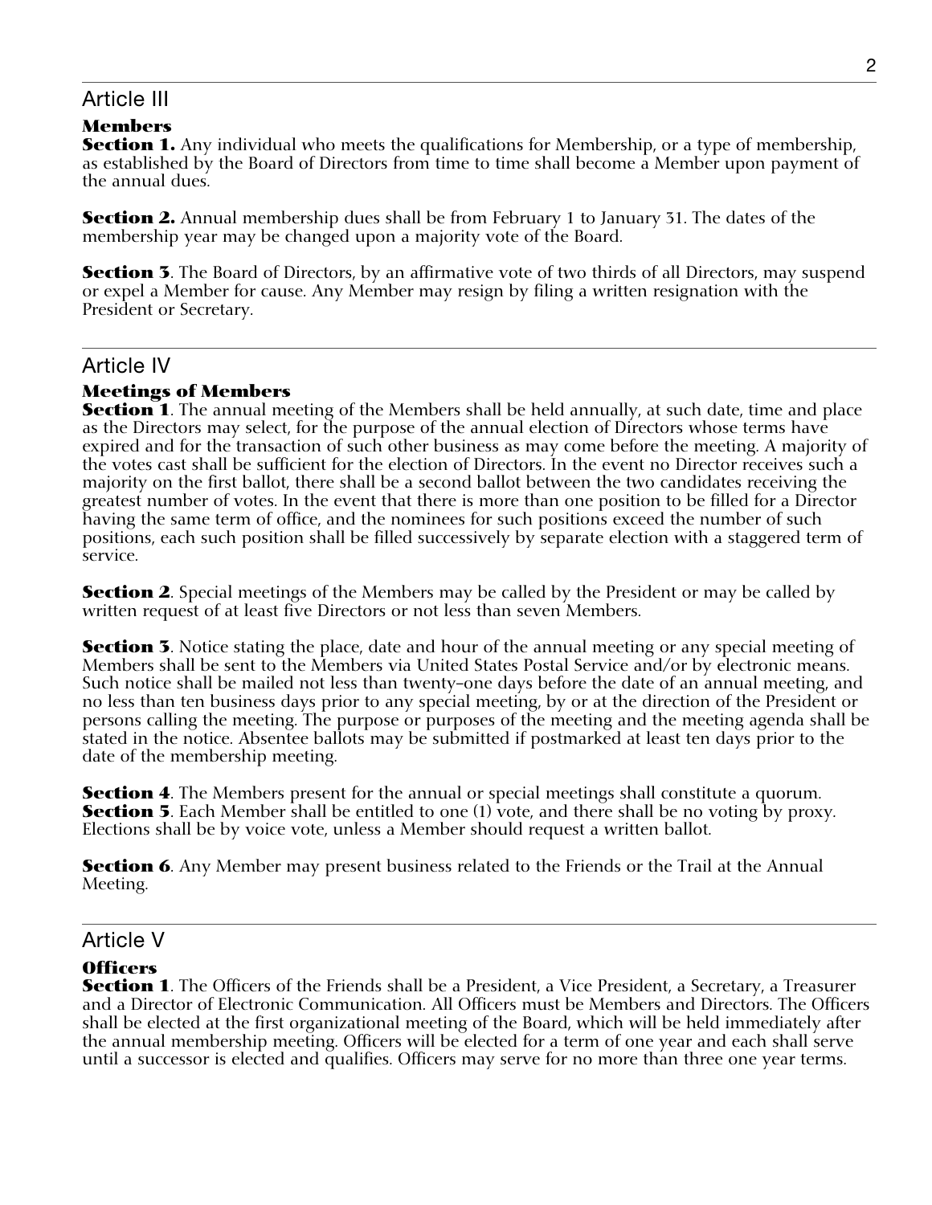## Article III

### Members

**Section 1.** Any individual who meets the qualifications for Membership, or a type of membership, as established by the Board of Directors from time to time shall become a Member upon payment of the annual dues.

**Section 2.** Annual membership dues shall be from February 1 to January 31. The dates of the membership year may be changed upon a majority vote of the Board.

**Section 3**. The Board of Directors, by an affirmative vote of two thirds of all Directors, may suspend or expel a Member for cause. Any Member may resign by filing a written resignation with the President or Secretary.

## Article IV

### Meetings of Members

**Section 1**. The annual meeting of the Members shall be held annually, at such date, time and place as the Directors may select, for the purpose of the annual election of Directors whose terms have expired and for the transaction of such other business as may come before the meeting. A majority of the votes cast shall be sufficient for the election of Directors. In the event no Director receives such a majority on the first ballot, there shall be a second ballot between the two candidates receiving the greatest number of votes. In the event that there is more than one position to be filled for a Director having the same term of office, and the nominees for such positions exceed the number of such positions, each such position shall be filled successively by separate election with a staggered term of service.

**Section 2**. Special meetings of the Members may be called by the President or may be called by written request of at least five Directors or not less than seven Members.

**Section 3**. Notice stating the place, date and hour of the annual meeting or any special meeting of Members shall be sent to the Members via United States Postal Service and/or by electronic means. Such notice shall be mailed not less than twenty–one days before the date of an annual meeting, and no less than ten business days prior to any special meeting, by or at the direction of the President or persons calling the meeting. The purpose or purposes of the meeting and the meeting agenda shall be stated in the notice. Absentee ballots may be submitted if postmarked at least ten days prior to the date of the membership meeting.

**Section 4**. The Members present for the annual or special meetings shall constitute a quorum.

**Section 5**. Each Member shall be entitled to one (1) vote, and there shall be no voting by proxy. Elections shall be by voice vote, unless a Member should request a written ballot.

**Section 6**. Any Member may present business related to the Friends or the Trail at the Annual Meeting.

## Article V

### Officers

**Section 1**. The Officers of the Friends shall be a President, a Vice President, a Secretary, a Treasurer and a Director of Electronic Communication. All Officers must be Members and Directors. The Officers shall be elected at the first organizational meeting of the Board, which will be held immediately after the annual membership meeting. Officers will be elected for a term of one year and each shall serve until a successor is elected and qualifies. Officers may serve for no more than three one year terms.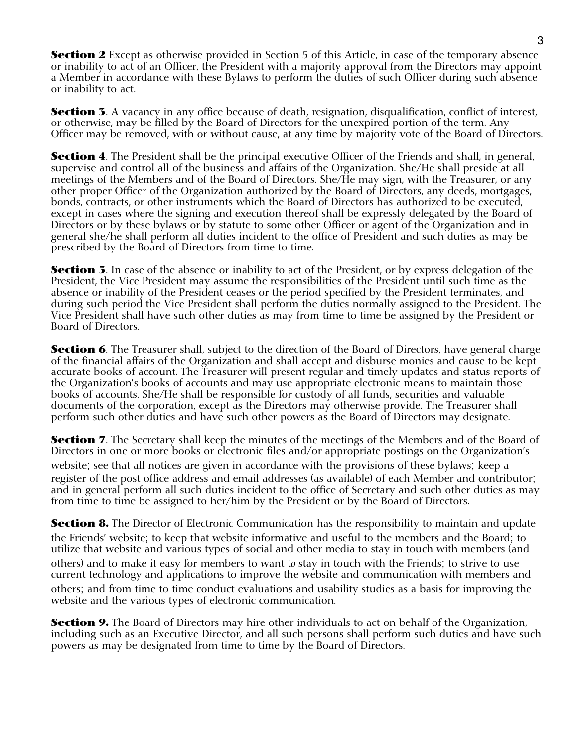**Section 2** Except as otherwise provided in Section 5 of this Article, in case of the temporary absence or inability to act of an Officer, the President with a majority approval from the Directors may appoint a Member in accordance with these Bylaws to perform the duties of such Officer during such absence or inability to act.

**Section 3**. A vacancy in any office because of death, resignation, disqualification, conflict of interest, or otherwise, may be filled by the Board of Directors for the unexpired portion of the term. Any Officer may be removed, with or without cause, at any time by majority vote of the Board of Directors.

**Section 4**. The President shall be the principal executive Officer of the Friends and shall, in general, supervise and control all of the business and affairs of the Organization. She/He shall preside at all meetings of the Members and of the Board of Directors. She/He may sign, with the Treasurer, or any other proper Officer of the Organization authorized by the Board of Directors, any deeds, mortgages, bonds, contracts, or other instruments which the Board of Directors has authorized to be executed, except in cases where the signing and execution thereof shall be expressly delegated by the Board of Directors or by these bylaws or by statute to some other Officer or agent of the Organization and in general she/he shall perform all duties incident to the office of President and such duties as may be prescribed by the Board of Directors from time to time.

**Section 5**. In case of the absence or inability to act of the President, or by express delegation of the President, the Vice President may assume the responsibilities of the President until such time as the absence or inability of the President ceases or the period specified by the President terminates, and during such period the Vice President shall perform the duties normally assigned to the President. The Vice President shall have such other duties as may from time to time be assigned by the President or Board of Directors.

**Section 6**. The Treasurer shall, subject to the direction of the Board of Directors, have general charge of the financial affairs of the Organization and shall accept and disburse monies and cause to be kept accurate books of account. The Treasurer will present regular and timely updates and status reports of the Organization's books of accounts and may use appropriate electronic means to maintain those books of accounts. She/He shall be responsible for custody of all funds, securities and valuable documents of the corporation, except as the Directors may otherwise provide. The Treasurer shall perform such other duties and have such other powers as the Board of Directors may designate.

**Section 7**. The Secretary shall keep the minutes of the meetings of the Members and of the Board of Directors in one or more books or electronic files and/or appropriate postings on the Organization's website; see that all notices are given in accordance with the provisions of these bylaws; keep a register of the post office address and email addresses (as available) of each Member and contributor; and in general perform all such duties incident to the office of Secretary and such other duties as may from time to time be assigned to her/him by the President or by the Board of Directors.

**Section 8.** The Director of Electronic Communication has the responsibility to maintain and update the Friends' website; to keep that website informative and useful to the members and the Board; to utilize that website and various types of social and other media to stay in touch with members (and others) and to make it easy for members to want to stay in touch with the Friends; to strive to use current technology and applications to improve the website and communication with members and others; and from time to time conduct evaluations and usability studies as a basis for improving the website and the various types of electronic communication.

**Section 9.** The Board of Directors may hire other individuals to act on behalf of the Organization, including such as an Executive Director, and all such persons shall perform such duties and have such powers as may be designated from time to time by the Board of Directors.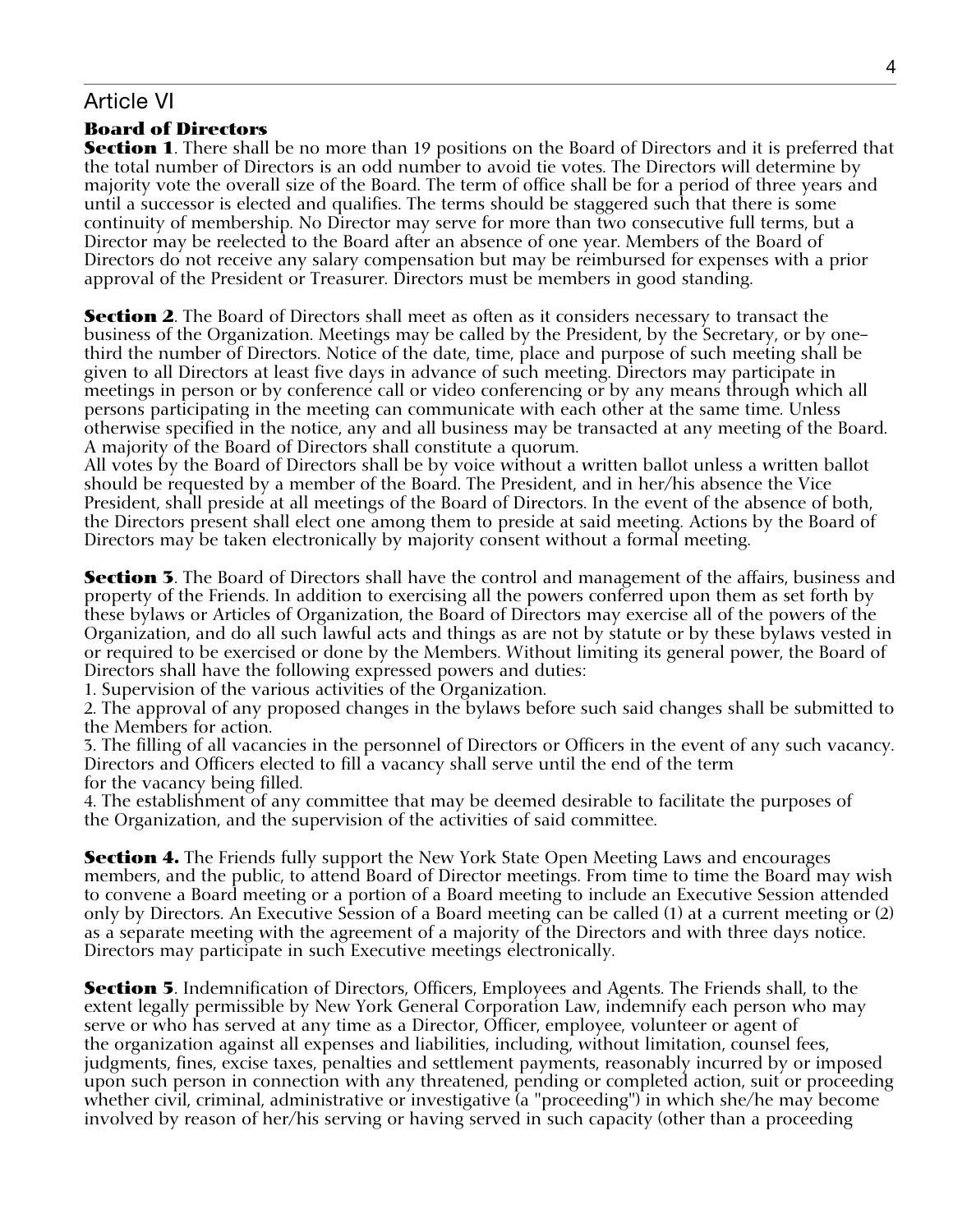## Article VI

### Board of Directors

**Section 1**. There shall be no more than 19 positions on the Board of Directors and it is preferred that the total number of Directors is an odd number to avoid tie votes. The Directors will determine by majority vote the overall size of the Board. The term of office shall be for a period of three years and until a successor is elected and qualifies. The terms should be staggered such that there is some continuity of membership. No Director may serve for more than two consecutive full terms, but a Director may be reelected to the Board after an absence of one year. Members of the Board of Directors do not receive any salary compensation but may be reimbursed for expenses with a prior approval of the President or Treasurer. Directors must be members in good standing.

**Section 2**. The Board of Directors shall meet as often as it considers necessary to transact the business of the Organization. Meetings may be called by the President, by the Secretary, or by one-third the number of Directors. Notice of the date, time, place and purpose of such meeting shall be given to all Directors at least five days in advance of such meeting. Directors may participate in meetings in person or by conference call or video conferencing or by any means through which all persons participating in the meeting can communicate with each other at the same time. Unless otherwise specified in the notice, any and all business may be transacted at any meeting of the Board. A majority of the Board of Directors shall constitute a quorum.
All votes by the Board of Directors shall be by voice without a written ballot unless a written ballot should be requested by a member of the Board. The President, and in her/his absence the Vice President, shall preside at all meetings of the Board of Directors. In the event of the absence of both, the Directors present shall elect one among them to preside at said meeting. Actions by the Board of Directors may be taken electronically by majority consent without a formal meeting.

**Section 3**. The Board of Directors shall have the control and management of the affairs, business and property of the Friends. In addition to exercising all the powers conferred upon them as set forth by these bylaws or Articles of Organization, the Board of Directors may exercise all of the powers of the Organization, and do all such lawful acts and things as are not by statute or by these bylaws vested in or required to be exercised or done by the Members. Without limiting its general power, the Board of Directors shall have the following expressed powers and duties:

1. Supervision of the various activities of the Organization.
2. The approval of any proposed changes in the bylaws before such said changes shall be submitted to the Members for action.
3. The filling of all vacancies in the personnel of Directors or Officers in the event of any such vacancy. Directors and Officers elected to fill a vacancy shall serve until the end of the term for the vacancy being filled.
4. The establishment of any committee that may be deemed desirable to facilitate the purposes of the Organization, and the supervision of the activities of said committee.

**Section 4.** The Friends fully support the New York State Open Meeting Laws and encourages members, and the public, to attend Board of Director meetings. From time to time the Board may wish to convene a Board meeting or a portion of a Board meeting to include an Executive Session attended only by Directors. An Executive Session of a Board meeting can be called (1) at a current meeting or (2) as a separate meeting with the agreement of a majority of the Directors and with three days notice. Directors may participate in such Executive meetings electronically.

**Section 5**. Indemnification of Directors, Officers, Employees and Agents. The Friends shall, to the extent legally permissible by New York General Corporation Law, indemnify each person who may serve or who has served at any time as a Director, Officer, employee, volunteer or agent of the organization against all expenses and liabilities, including, without limitation, counsel fees, judgments, fines, excise taxes, penalties and settlement payments, reasonably incurred by or imposed upon such person in connection with any threatened, pending or completed action, suit or proceeding whether civil, criminal, administrative or investigative (a "proceeding") in which she/he may become involved by reason of her/his serving or having served in such capacity (other than a proceeding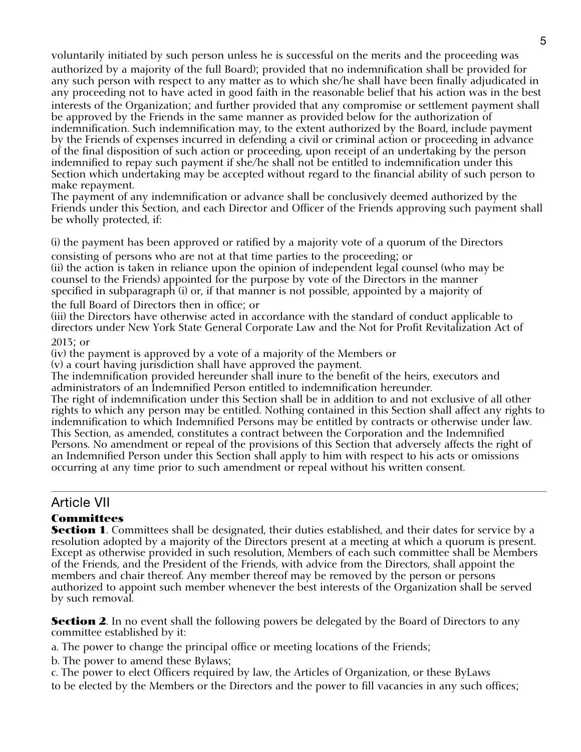voluntarily initiated by such person unless he is successful on the merits and the proceeding was authorized by a majority of the full Board); provided that no indemnification shall be provided for any such person with respect to any matter as to which she/he shall have been finally adjudicated in any proceeding not to have acted in good faith in the reasonable belief that his action was in the best interests of the Organization; and further provided that any compromise or settlement payment shall be approved by the Friends in the same manner as provided below for the authorization of indemnification. Such indemnification may, to the extent authorized by the Board, include payment by the Friends of expenses incurred in defending a civil or criminal action or proceeding in advance of the final disposition of such action or proceeding, upon receipt of an undertaking by the person indemnified to repay such payment if she/he shall not be entitled to indemnification under this Section which undertaking may be accepted without regard to the financial ability of such person to make repayment.

The payment of any indemnification or advance shall be conclusively deemed authorized by the Friends under this Section, and each Director and Officer of the Friends approving such payment shall be wholly protected, if:

(i) the payment has been approved or ratified by a majority vote of a quorum of the Directors consisting of persons who are not at that time parties to the proceeding; or
(ii) the action is taken in reliance upon the opinion of independent legal counsel (who may be counsel to the Friends) appointed for the purpose by vote of the Directors in the manner specified in subparagraph (i) or, if that manner is not possible, appointed by a majority of the full Board of Directors then in office; or
(iii) the Directors have otherwise acted in accordance with the standard of conduct applicable to directors under New York State General Corporate Law and the Not for Profit Revitalization Act of 2013; or
(iv) the payment is approved by a vote of a majority of the Members or
(v) a court having jurisdiction shall have approved the payment.

The indemnification provided hereunder shall inure to the benefit of the heirs, executors and administrators of an Indemnified Person entitled to indemnification hereunder.

The right of indemnification under this Section shall be in addition to and not exclusive of all other rights to which any person may be entitled. Nothing contained in this Section shall affect any rights to indemnification to which Indemnified Persons may be entitled by contracts or otherwise under law. This Section, as amended, constitutes a contract between the Corporation and the Indemnified Persons. No amendment or repeal of the provisions of this Section that adversely affects the right of an Indemnified Person under this Section shall apply to him with respect to his acts or omissions occurring at any time prior to such amendment or repeal without his written consent.

---

## Article VII

### Committees

**Section 1**. Committees shall be designated, their duties established, and their dates for service by a resolution adopted by a majority of the Directors present at a meeting at which a quorum is present. Except as otherwise provided in such resolution, Members of each such committee shall be Members of the Friends, and the President of the Friends, with advice from the Directors, shall appoint the members and chair thereof. Any member thereof may be removed by the person or persons authorized to appoint such member whenever the best interests of the Organization shall be served by such removal.

**Section 2**. In no event shall the following powers be delegated by the Board of Directors to any committee established by it:

a. The power to change the principal office or meeting locations of the Friends;

b. The power to amend these Bylaws;

c. The power to elect Officers required by law, the Articles of Organization, or these ByLaws to be elected by the Members or the Directors and the power to fill vacancies in any such offices;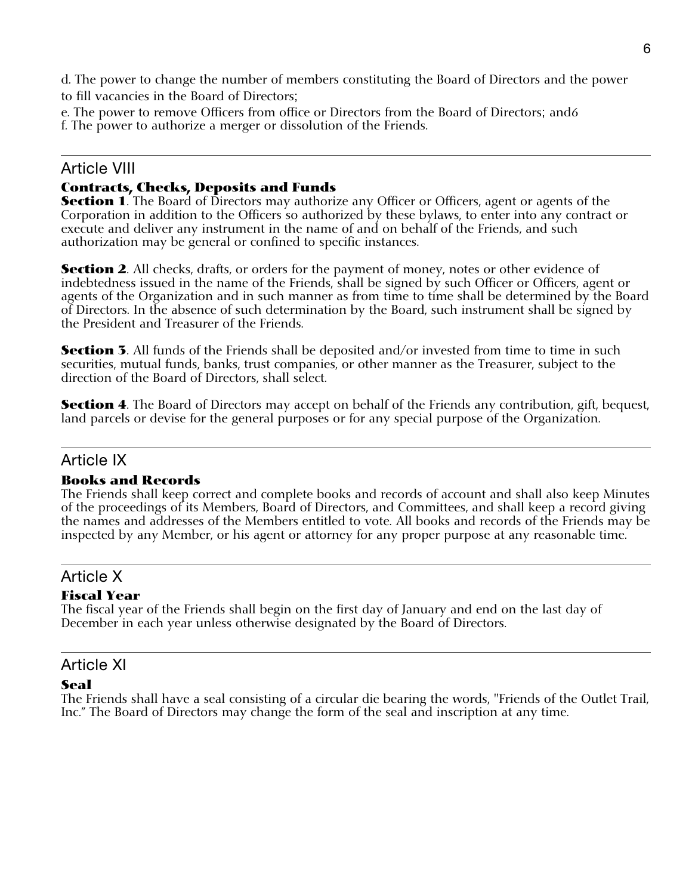d. The power to change the number of members constituting the Board of Directors and the power to fill vacancies in the Board of Directors;

e. The power to remove Officers from office or Directors from the Board of Directors; and6
f. The power to authorize a merger or dissolution of the Friends.

---

## Article VIII

### Contracts, Checks, Deposits and Funds

**Section 1**. The Board of Directors may authorize any Officer or Officers, agent or agents of the Corporation in addition to the Officers so authorized by these bylaws, to enter into any contract or execute and deliver any instrument in the name of and on behalf of the Friends, and such authorization may be general or confined to specific instances.

**Section 2**. All checks, drafts, or orders for the payment of money, notes or other evidence of indebtedness issued in the name of the Friends, shall be signed by such Officer or Officers, agent or agents of the Organization and in such manner as from time to time shall be determined by the Board of Directors. In the absence of such determination by the Board, such instrument shall be signed by the President and Treasurer of the Friends.

**Section 3**. All funds of the Friends shall be deposited and/or invested from time to time in such securities, mutual funds, banks, trust companies, or other manner as the Treasurer, subject to the direction of the Board of Directors, shall select.

**Section 4**. The Board of Directors may accept on behalf of the Friends any contribution, gift, bequest, land parcels or devise for the general purposes or for any special purpose of the Organization.

---

## Article IX

### Books and Records

The Friends shall keep correct and complete books and records of account and shall also keep Minutes of the proceedings of its Members, Board of Directors, and Committees, and shall keep a record giving the names and addresses of the Members entitled to vote. All books and records of the Friends may be inspected by any Member, or his agent or attorney for any proper purpose at any reasonable time.

---

## Article X

### Fiscal Year

The fiscal year of the Friends shall begin on the first day of January and end on the last day of December in each year unless otherwise designated by the Board of Directors.

---

## Article XI

### Seal

The Friends shall have a seal consisting of a circular die bearing the words, "Friends of the Outlet Trail, Inc." The Board of Directors may change the form of the seal and inscription at any time.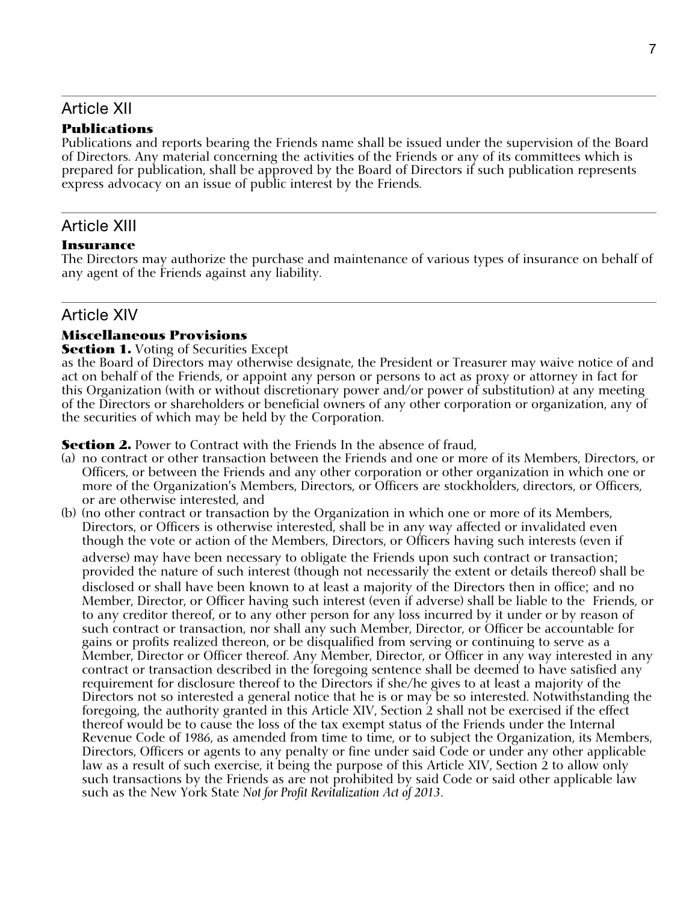## Article XII

### Publications

Publications and reports bearing the Friends name shall be issued under the supervision of the Board of Directors. Any material concerning the activities of the Friends or any of its committees which is prepared for publication, shall be approved by the Board of Directors if such publication represents express advocacy on an issue of public interest by the Friends.

## Article XIII

### Insurance

The Directors may authorize the purchase and maintenance of various types of insurance on behalf of any agent of the Friends against any liability.

## Article XIV

### Miscellaneous Provisions

**Section 1.** Voting of Securities Except
as the Board of Directors may otherwise designate, the President or Treasurer may waive notice of and act on behalf of the Friends, or appoint any person or persons to act as proxy or attorney in fact for this Organization (with or without discretionary power and/or power of substitution) at any meeting of the Directors or shareholders or beneficial owners of any other corporation or organization, any of the securities of which may be held by the Corporation.

**Section 2.** Power to Contract with the Friends In the absence of fraud,

(a) no contract or other transaction between the Friends and one or more of its Members, Directors, or Officers, or between the Friends and any other corporation or other organization in which one or more of the Organization's Members, Directors, or Officers are stockholders, directors, or Officers, or are otherwise interested, and

(b) (no other contract or transaction by the Organization in which one or more of its Members, Directors, or Officers is otherwise interested, shall be in any way affected or invalidated even though the vote or action of the Members, Directors, or Officers having such interests (even if adverse) may have been necessary to obligate the Friends upon such contract or transaction; provided the nature of such interest (though not necessarily the extent or details thereof) shall be disclosed or shall have been known to at least a majority of the Directors then in office; and no Member, Director, or Officer having such interest (even if adverse) shall be liable to the Friends, or to any creditor thereof, or to any other person for any loss incurred by it under or by reason of such contract or transaction, nor shall any such Member, Director, or Officer be accountable for gains or profits realized thereon, or be disqualified from serving or continuing to serve as a Member, Director or Officer thereof. Any Member, Director, or Officer in any way interested in any contract or transaction described in the foregoing sentence shall be deemed to have satisfied any requirement for disclosure thereof to the Directors if she/he gives to at least a majority of the Directors not so interested a general notice that he is or may be so interested. Notwithstanding the foregoing, the authority granted in this Article XIV, Section 2 shall not be exercised if the effect thereof would be to cause the loss of the tax exempt status of the Friends under the Internal Revenue Code of 1986, as amended from time to time, or to subject the Organization, its Members, Directors, Officers or agents to any penalty or fine under said Code or under any other applicable law as a result of such exercise, it being the purpose of this Article XIV, Section 2 to allow only such transactions by the Friends as are not prohibited by said Code or said other applicable law such as the New York State *Not for Profit Revitalization Act of 2013*.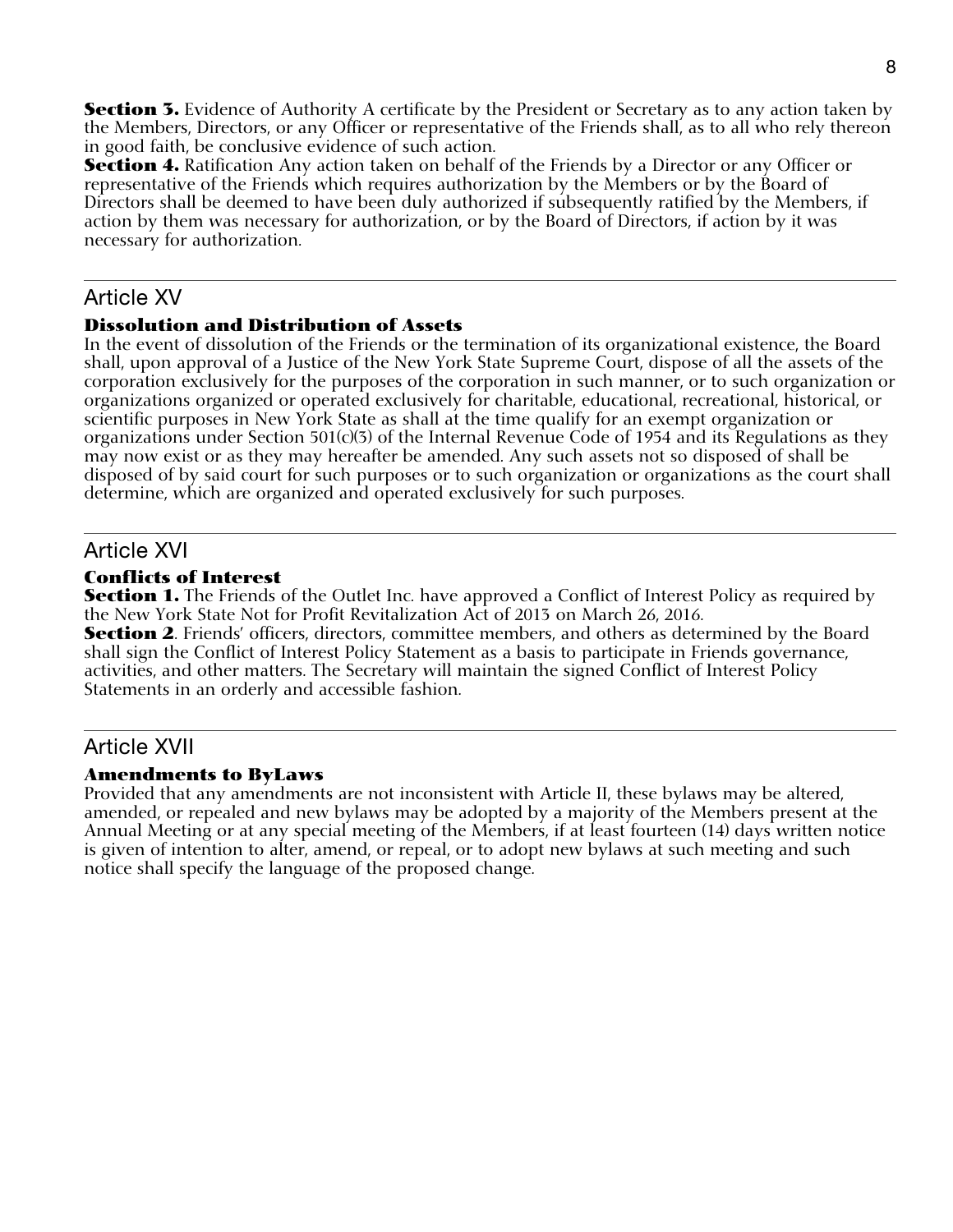**Section 3.** Evidence of Authority A certificate by the President or Secretary as to any action taken by the Members, Directors, or any Officer or representative of the Friends shall, as to all who rely thereon in good faith, be conclusive evidence of such action.
**Section 4.** Ratification Any action taken on behalf of the Friends by a Director or any Officer or representative of the Friends which requires authorization by the Members or by the Board of Directors shall be deemed to have been duly authorized if subsequently ratified by the Members, if action by them was necessary for authorization, or by the Board of Directors, if action by it was necessary for authorization.

---

## Article XV

### Dissolution and Distribution of Assets

In the event of dissolution of the Friends or the termination of its organizational existence, the Board shall, upon approval of a Justice of the New York State Supreme Court, dispose of all the assets of the corporation exclusively for the purposes of the corporation in such manner, or to such organization or organizations organized or operated exclusively for charitable, educational, recreational, historical, or scientific purposes in New York State as shall at the time qualify for an exempt organization or organizations under Section 501(c)(3) of the Internal Revenue Code of 1954 and its Regulations as they may now exist or as they may hereafter be amended. Any such assets not so disposed of shall be disposed of by said court for such purposes or to such organization or organizations as the court shall determine, which are organized and operated exclusively for such purposes.

---

## Article XVI

### Conflicts of Interest

**Section 1.** The Friends of the Outlet Inc. have approved a Conflict of Interest Policy as required by the New York State Not for Profit Revitalization Act of 2013 on March 26, 2016.
**Section 2**. Friends' officers, directors, committee members, and others as determined by the Board shall sign the Conflict of Interest Policy Statement as a basis to participate in Friends governance, activities, and other matters. The Secretary will maintain the signed Conflict of Interest Policy Statements in an orderly and accessible fashion.

---

## Article XVII

### Amendments to ByLaws

Provided that any amendments are not inconsistent with Article II, these bylaws may be altered, amended, or repealed and new bylaws may be adopted by a majority of the Members present at the Annual Meeting or at any special meeting of the Members, if at least fourteen (14) days written notice is given of intention to alter, amend, or repeal, or to adopt new bylaws at such meeting and such notice shall specify the language of the proposed change.